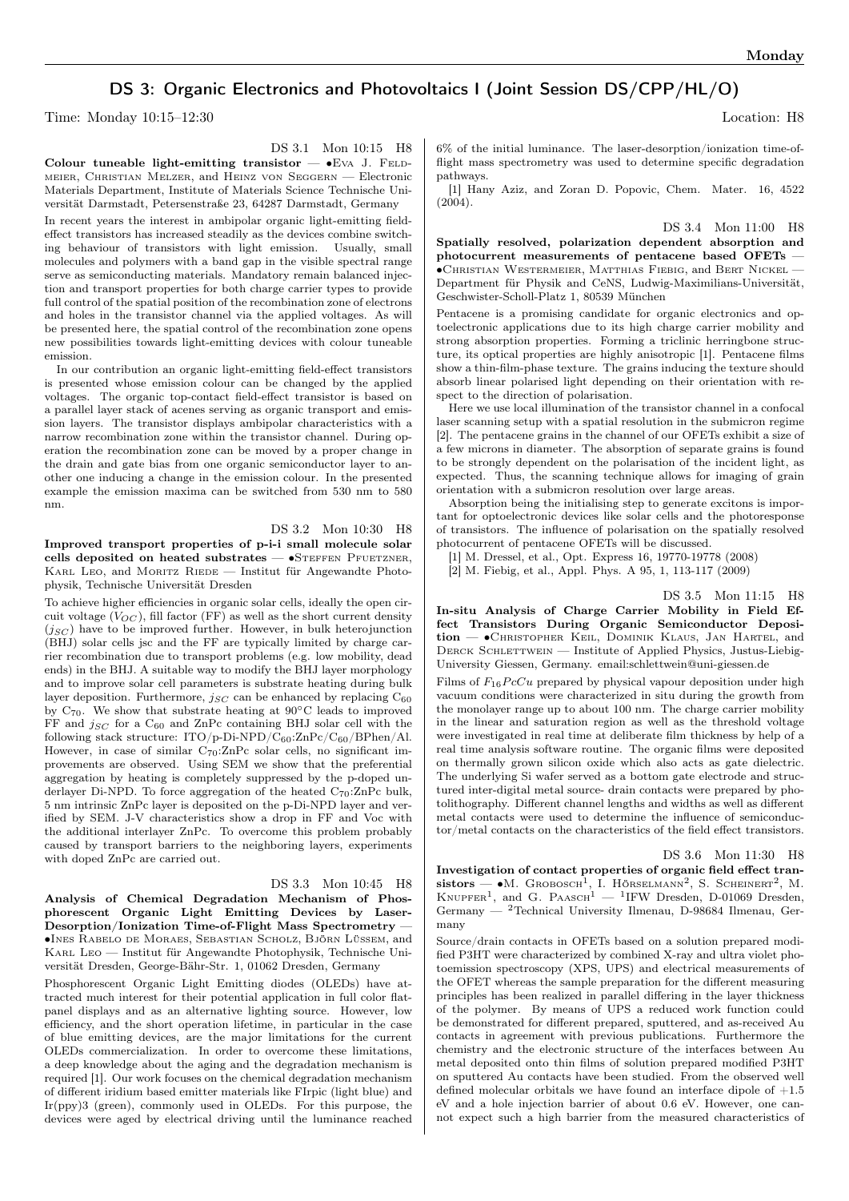# DS 3: Organic Electronics and Photovoltaics I (Joint Session DS/CPP/HL/O)

Time: Monday 10:15–12:30 Location: H8

DS 3.1 Mon 10:15 H8

**Colour tuneable light-emitting transistor** — •Eva J. Feldmeier, Christian Melzer, and Heinz von Seggern — Electronic Materials Department, Institute of Materials Science Technische Universität Darmstadt, Petersenstraße 23, 64287 Darmstadt, Germany

In recent years the interest in ambipolar organic light-emitting field-effect transistors has increased steadily as the devices combine switching behaviour of transistors with light emission. Usually, small molecules and polymers with a band gap in the visible spectral range serve as semiconducting materials. Mandatory remain balanced injection and transport properties for both charge carrier types to provide full control of the spatial position of the recombination zone of electrons and holes in the transistor channel via the applied voltages. As will be presented here, the spatial control of the recombination zone opens new possibilities towards light-emitting devices with colour tuneable emission.

In our contribution an organic light-emitting field-effect transistors is presented whose emission colour can be changed by the applied voltages. The organic top-contact field-effect transistor is based on a parallel layer stack of acenes serving as organic transport and emission layers. The transistor displays ambipolar characteristics with a narrow recombination zone within the transistor channel. During operation the recombination zone can be moved by a proper change in the drain and gate bias from one organic semiconductor layer to another one inducing a change in the emission colour. In the presented example the emission maxima can be switched from 530 nm to 580 nm.

DS 3.2 Mon 10:30 H8

**Improved transport properties of p-i-i small molecule solar cells deposited on heated substrates** — •Steffen Pfuetzner, Karl Leo, and Moritz Riede — Institut für Angewandte Photophysik, Technische Universität Dresden

To achieve higher efficiencies in organic solar cells, ideally the open circuit voltage ($V_{OC}$), fill factor (FF) as well as the short current density ($j_{SC}$) have to be improved further. However, in bulk heterojunction (BHJ) solar cells jsc and the FF are typically limited by charge carrier recombination due to transport problems (e.g. low mobility, dead ends) in the BHJ. A suitable way to modify the BHJ layer morphology and to improve solar cell parameters is substrate heating during bulk layer deposition. Furthermore, $j_{SC}$ can be enhanced by replacing $C_{60}$ by $C_{70}$. We show that substrate heating at 90°C leads to improved FF and $j_{SC}$ for a $C_{60}$ and ZnPc containing BHJ solar cell with the following stack structure: ITO/p-Di-NPD/$C_{60}$:ZnPc/$C_{60}$/BPhen/Al. However, in case of similar $C_{70}$:ZnPc solar cells, no significant improvements are observed. Using SEM we show that the preferential aggregation by heating is completely suppressed by the p-doped underlayer Di-NPD. To force aggregation of the heated $C_{70}$:ZnPc bulk, 5 nm intrinsic ZnPc layer is deposited on the p-Di-NPD layer and verified by SEM. J-V characteristics show a drop in FF and Voc with the additional interlayer ZnPc. To overcome this problem probably caused by transport barriers to the neighboring layers, experiments with doped ZnPc are carried out.

DS 3.3 Mon 10:45 H8

**Analysis of Chemical Degradation Mechanism of Phosphorescent Organic Light Emitting Devices by Laser-Desorption/Ionization Time-of-Flight Mass Spectrometry** — •Ines Rabelo de Moraes, Sebastian Scholz, Björn Lüssem, and Karl Leo — Institut für Angewandte Photophysik, Technische Universität Dresden, George-Bähr-Str. 1, 01062 Dresden, Germany

Phosphorescent Organic Light Emitting diodes (OLEDs) have attracted much interest for their potential application in full color flat-panel displays and as an alternative lighting source. However, low efficiency, and the short operation lifetime, in particular in the case of blue emitting devices, are the major limitations for the current OLEDs commercialization. In order to overcome these limitations, a deep knowledge about the aging and the degradation mechanism is required [1]. Our work focuses on the chemical degradation mechanism of different iridium based emitter materials like FIrpic (light blue) and Ir(ppy)3 (green), commonly used in OLEDs. For this purpose, the devices were aged by electrical driving until the luminance reached 6% of the initial luminance. The laser-desorption/ionization time-of-flight mass spectrometry was used to determine specific degradation pathways.

[1] Hany Aziz, and Zoran D. Popovic, Chem. Mater. 16, 4522 (2004).

DS 3.4 Mon 11:00 H8

**Spatially resolved, polarization dependent absorption and photocurrent measurements of pentacene based OFETs** — •Christian Westermeier, Matthias Fiebig, and Bert Nickel — Department für Physik and CeNS, Ludwig-Maximilians-Universität, Geschwister-Scholl-Platz 1, 80539 München

Pentacene is a promising candidate for organic electronics and optoelectronic applications due to its high charge carrier mobility and strong absorption properties. Forming a triclinic herringbone structure, its optical properties are highly anisotropic [1]. Pentacene films show a thin-film-phase texture. The grains inducing the texture should absorb linear polarised light depending on their orientation with respect to the direction of polarisation.

Here we use local illumination of the transistor channel in a confocal laser scanning setup with a spatial resolution in the submicron regime [2]. The pentacene grains in the channel of our OFETs exhibit a size of a few microns in diameter. The absorption of separate grains is found to be strongly dependent on the polarisation of the incident light, as expected. Thus, the scanning technique allows for imaging of grain orientation with a submicron resolution over large areas.

Absorption being the initialising step to generate excitons is important for optoelectronic devices like solar cells and the photoresponse of transistors. The influence of polarisation on the spatially resolved photocurrent of pentacene OFETs will be discussed.

[1] M. Dressel, et al., Opt. Express 16, 19770-19778 (2008)

[2] M. Fiebig, et al., Appl. Phys. A 95, 1, 113-117 (2009)

DS 3.5 Mon 11:15 H8

**In-situ Analysis of Charge Carrier Mobility in Field Effect Transistors During Organic Semiconductor Deposition** — •Christopher Keil, Dominik Klaus, Jan Hartel, and Derck Schlettwein — Institute of Applied Physics, Justus-Liebig-University Giessen, Germany. email:schlettwein@uni-giessen.de

Films of $F_{16}PcCu$ prepared by physical vapour deposition under high vacuum conditions were characterized in situ during the growth from the monolayer range up to about 100 nm. The charge carrier mobility in the linear and saturation region as well as the threshold voltage were investigated in real time at deliberate film thickness by help of a real time analysis software routine. The organic films were deposited on thermally grown silicon oxide which also acts as gate dielectric. The underlying Si wafer served as a bottom gate electrode and structured inter-digital metal source- drain contacts were prepared by photolithography. Different channel lengths and widths as well as different metal contacts were used to determine the influence of semiconductor/metal contacts on the characteristics of the field effect transistors.

DS 3.6 Mon 11:30 H8

**Investigation of contact properties of organic field effect transistors** — •M. Grobosch[1], I. Hörselmann[2], S. Scheinert[2], M. Knupfer[1], and G. Paasch[1] — [1]IFW Dresden, D-01069 Dresden, Germany — [2]Technical University Ilmenau, D-98684 Ilmenau, Germany

Source/drain contacts in OFETs based on a solution prepared modified P3HT were characterized by combined X-ray and ultra violet photoemission spectroscopy (XPS, UPS) and electrical measurements of the OFET whereas the sample preparation for the different measuring principles has been realized in parallel differing in the layer thickness of the polymer. By means of UPS a reduced work function could be demonstrated for different prepared, sputtered, and as-received Au contacts in agreement with previous publications. Furthermore the chemistry and the electronic structure of the interfaces between Au metal deposited onto thin films of solution prepared modified P3HT on sputtered Au contacts have been studied. From the observed well defined molecular orbitals we have found an interface dipole of +1.5 eV and a hole injection barrier of about 0.6 eV. However, one cannot expect such a high barrier from the measured characteristics of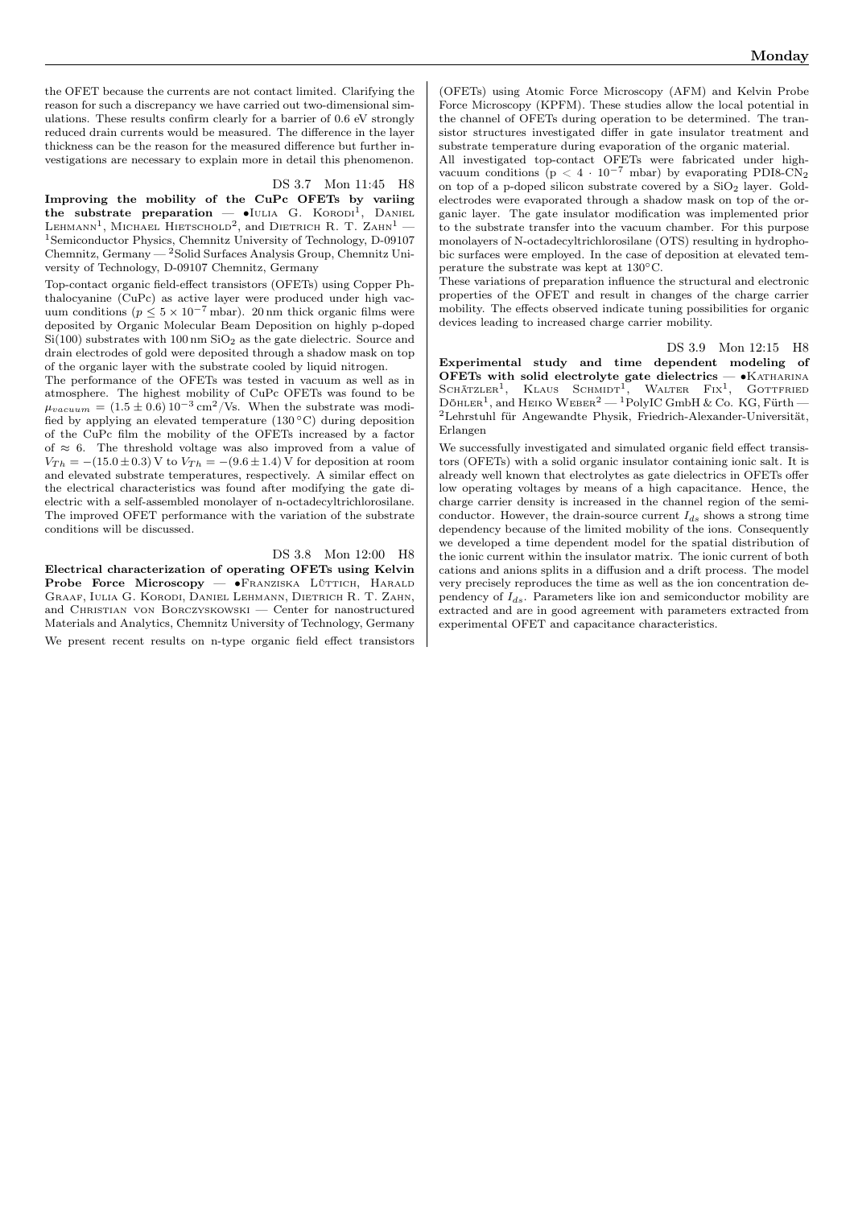the OFET because the currents are not contact limited. Clarifying the reason for such a discrepancy we have carried out two-dimensional simulations. These results confirm clearly for a barrier of 0.6 eV strongly reduced drain currents would be measured. The difference in the layer thickness can be the reason for the measured difference but further investigations are necessary to explain more in detail this phenomenon.

DS 3.7 Mon 11:45 H8

**Improving the mobility of the CuPc OFETs by variing the substrate preparation** — •Iulia G. Korodi[1], Daniel Lehmann[1], Michael Hietschold[2], and Dietrich R. T. Zahn[1] — [1]Semiconductor Physics, Chemnitz University of Technology, D-09107 Chemnitz, Germany — [2]Solid Surfaces Analysis Group, Chemnitz University of Technology, D-09107 Chemnitz, Germany

Top-contact organic field-effect transistors (OFETs) using Copper Phthalocyanine (CuPc) as active layer were produced under high vacuum conditions ($p \leq 5 \times 10^{-7}$ mbar). 20 nm thick organic films were deposited by Organic Molecular Beam Deposition on highly p-doped Si(100) substrates with 100 nm $SiO_2$ as the gate dielectric. Source and drain electrodes of gold were deposited through a shadow mask on top of the organic layer with the substrate cooled by liquid nitrogen.

The performance of the OFETs was tested in vacuum as well as in atmosphere. The highest mobility of CuPc OFETs was found to be $\mu_{vacuum} = (1.5 \pm 0.6)\, 10^{-3}\, \mathrm{cm}^2/\mathrm{Vs}$. When the substrate was modified by applying an elevated temperature (130 °C) during deposition of the CuPc film the mobility of the OFETs increased by a factor of $\approx 6$. The threshold voltage was also improved from a value of $V_{Th} = -(15.0 \pm 0.3)$ V to $V_{Th} = -(9.6 \pm 1.4)$ V for deposition at room and elevated substrate temperatures, respectively. A similar effect on the electrical characteristics was found after modifying the gate dielectric with a self-assembled monolayer of n-octadecyltrichlorosilane. The improved OFET performance with the variation of the substrate conditions will be discussed.

DS 3.8 Mon 12:00 H8

**Electrical characterization of operating OFETs using Kelvin Probe Force Microscopy** — •Franziska Lüttich, Harald Graaf, Iulia G. Korodi, Daniel Lehmann, Dietrich R. T. Zahn, and Christian von Borczyskowski — Center for nanostructured Materials and Analytics, Chemnitz University of Technology, Germany

We present recent results on n-type organic field effect transistors (OFETs) using Atomic Force Microscopy (AFM) and Kelvin Probe Force Microscopy (KPFM). These studies allow the local potential in the channel of OFETs during operation to be determined. The transistor structures investigated differ in gate insulator treatment and substrate temperature during evaporation of the organic material.

All investigated top-contact OFETs were fabricated under high-vacuum conditions ($p < 4 \cdot 10^{-7}$ mbar) by evaporating PDI8-$CN_2$ on top of a p-doped silicon substrate covered by a $SiO_2$ layer. Gold-electrodes were evaporated through a shadow mask on top of the organic layer. The gate insulator modification was implemented prior to the substrate transfer into the vacuum chamber. For this purpose monolayers of N-octadecyltrichlorosilane (OTS) resulting in hydrophobic surfaces were employed. In the case of deposition at elevated temperature the substrate was kept at 130°C.

These variations of preparation influence the structural and electronic properties of the OFET and result in changes of the charge carrier mobility. The effects observed indicate tuning possibilities for organic devices leading to increased charge carrier mobility.

DS 3.9 Mon 12:15 H8

**Experimental study and time dependent modeling of OFETs with solid electrolyte gate dielectrics** — •Katharina Schätzler[1], Klaus Schmidt[1], Walter Fix[1], Gottfried Döhler[1], and Heiko Weber[2] — [1]PolyIC GmbH & Co. KG, Fürth — [2]Lehrstuhl für Angewandte Physik, Friedrich-Alexander-Universität, Erlangen

We successfully investigated and simulated organic field effect transistors (OFETs) with a solid organic insulator containing ionic salt. It is already well known that electrolytes as gate dielectrics in OFETs offer low operating voltages by means of a high capacitance. Hence, the charge carrier density is increased in the channel region of the semiconductor. However, the drain-source current $I_{ds}$ shows a strong time dependency because of the limited mobility of the ions. Consequently we developed a time dependent model for the spatial distribution of the ionic current within the insulator matrix. The ionic current of both cations and anions splits in a diffusion and a drift process. The model very precisely reproduces the time as well as the ion concentration dependency of $I_{ds}$. Parameters like ion and semiconductor mobility are extracted and are in good agreement with parameters extracted from experimental OFET and capacitance characteristics.